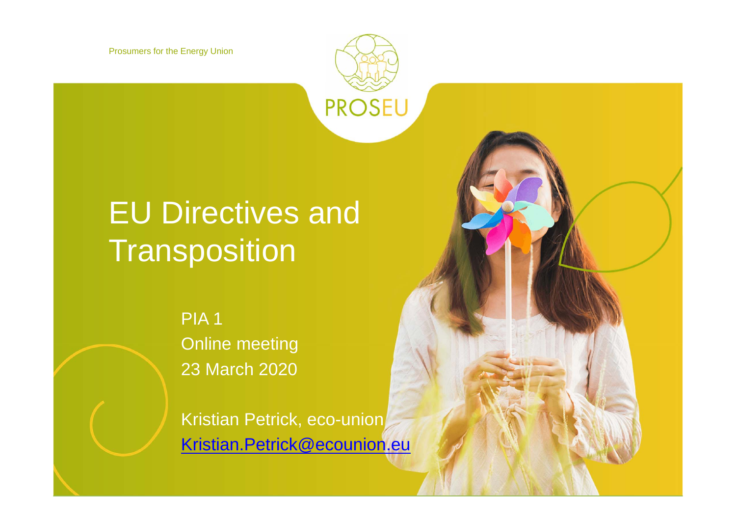Prosumers for the Energy Union

PROSEU

# EU Directives and Transposition

PIA 1
Online meeting
23 March 2020

Kristian Petrick, eco-union
Kristian.Petrick@ecounion.eu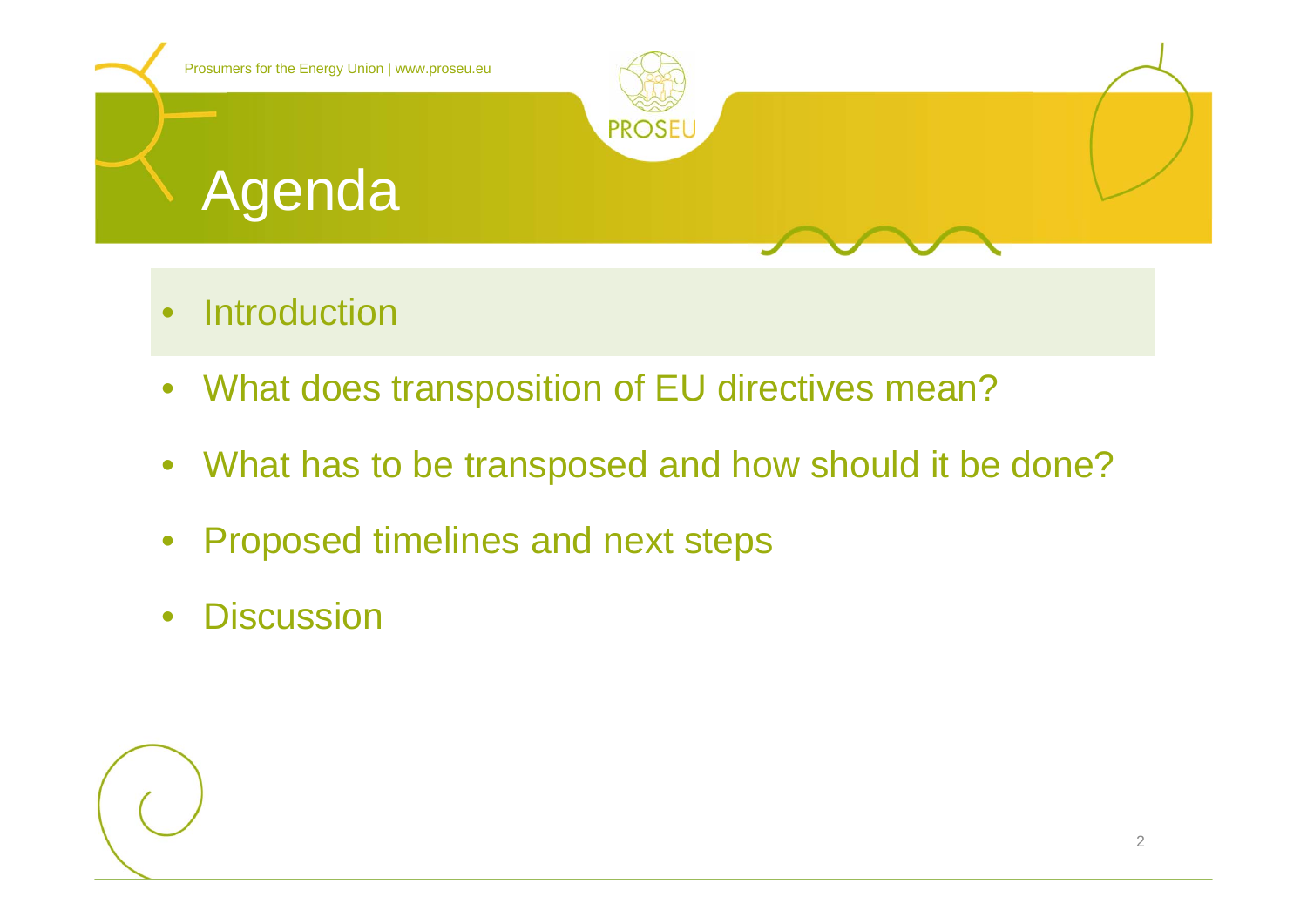# Agenda

- Introduction
- What does transposition of EU directives mean?
- What has to be transposed and how should it be done?
- Proposed timelines and next steps
- Discussion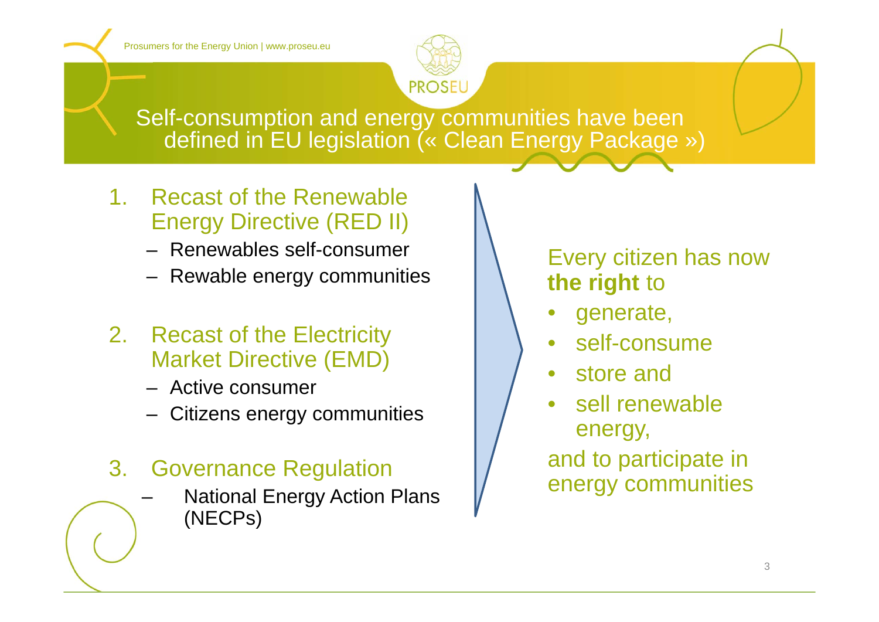# Self-consumption and energy communities have been defined in EU legislation (« Clean Energy Package »)

1. Recast of the Renewable Energy Directive (RED II)
   - Renewables self-consumer
   - Rewable energy communities

2. Recast of the Electricity Market Directive (EMD)
   - Active consumer
   - Citizens energy communities

3. Governance Regulation
   - National Energy Action Plans (NECPs)

Every citizen has now **the right** to

- generate,
- self-consume
- store and
- sell renewable energy,

and to participate in energy communities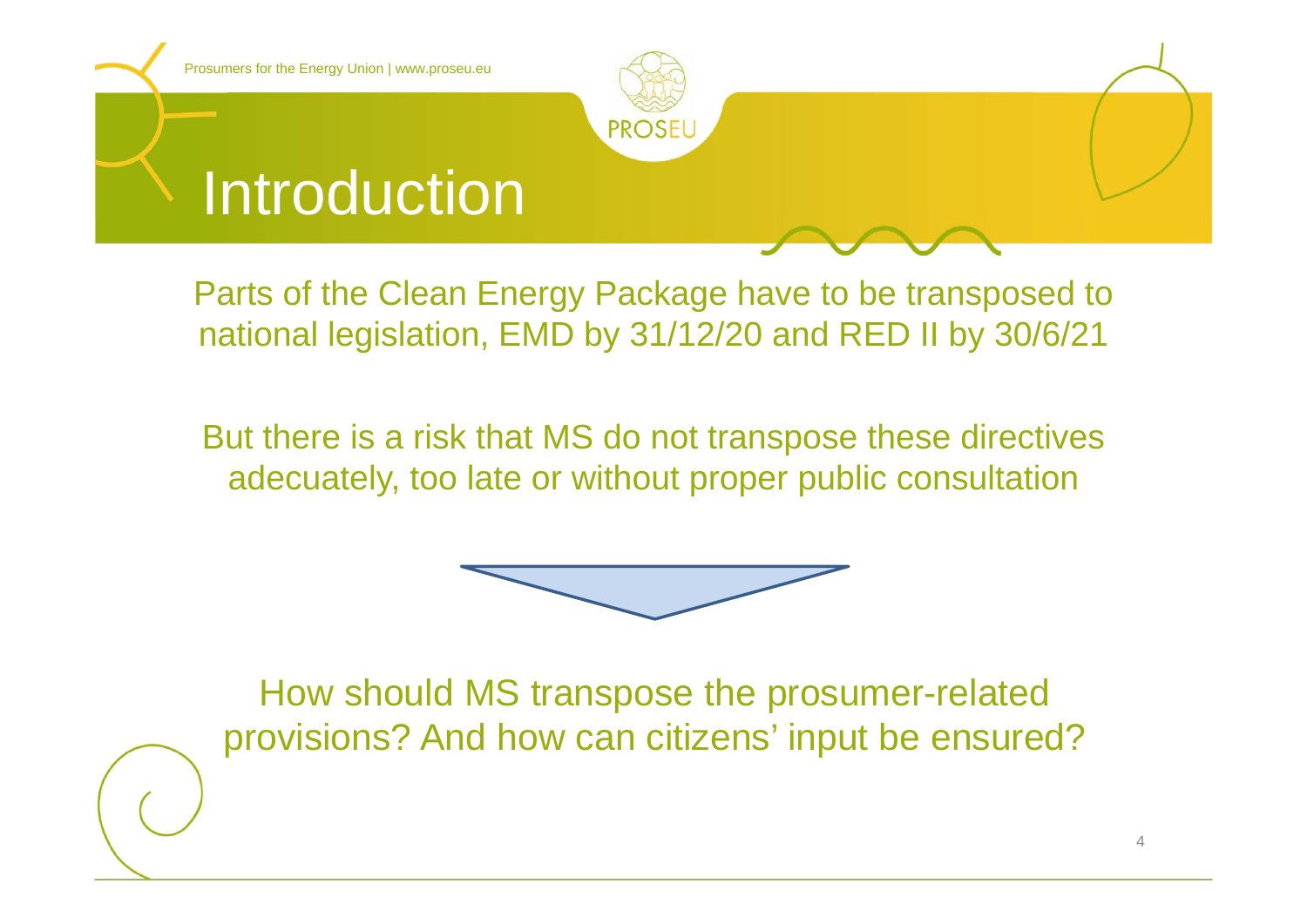# Introduction

Parts of the Clean Energy Package have to be transposed to national legislation, EMD by 31/12/20 and RED II by 30/6/21

But there is a risk that MS do not transpose these directives adecuately, too late or without proper public consultation

How should MS transpose the prosumer-related provisions? And how can citizens' input be ensured?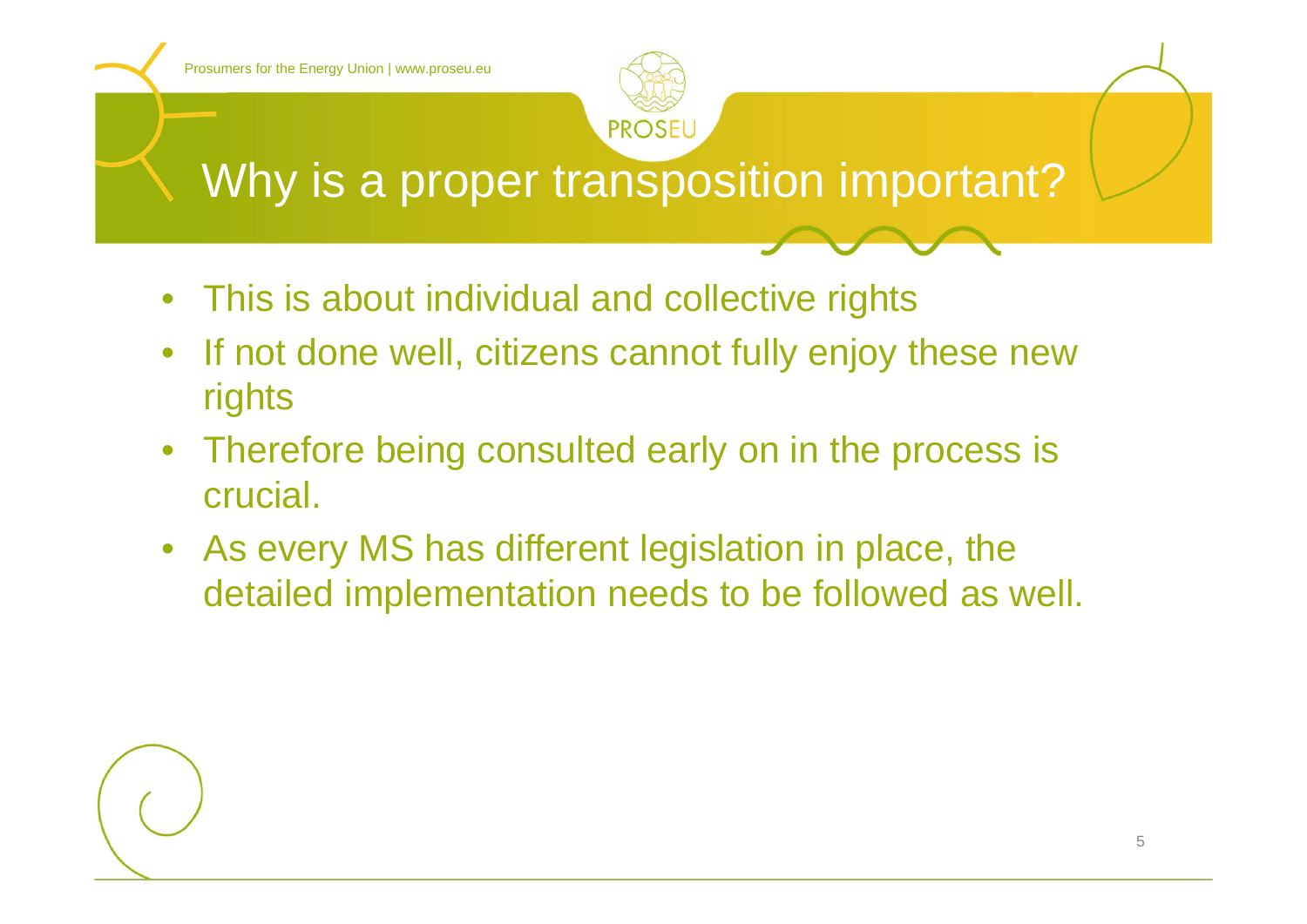# Why is a proper transposition important?

- This is about individual and collective rights
- If not done well, citizens cannot fully enjoy these new rights
- Therefore being consulted early on in the process is crucial.
- As every MS has different legislation in place, the detailed implementation needs to be followed as well.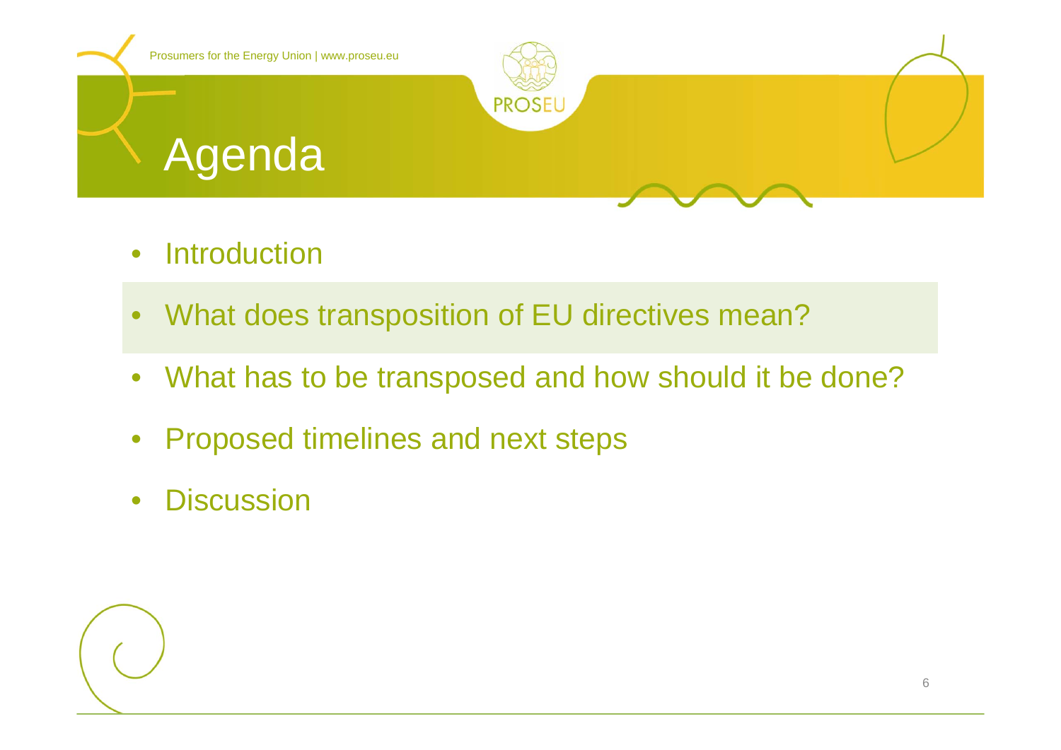# Agenda

- Introduction
- What does transposition of EU directives mean?
- What has to be transposed and how should it be done?
- Proposed timelines and next steps
- Discussion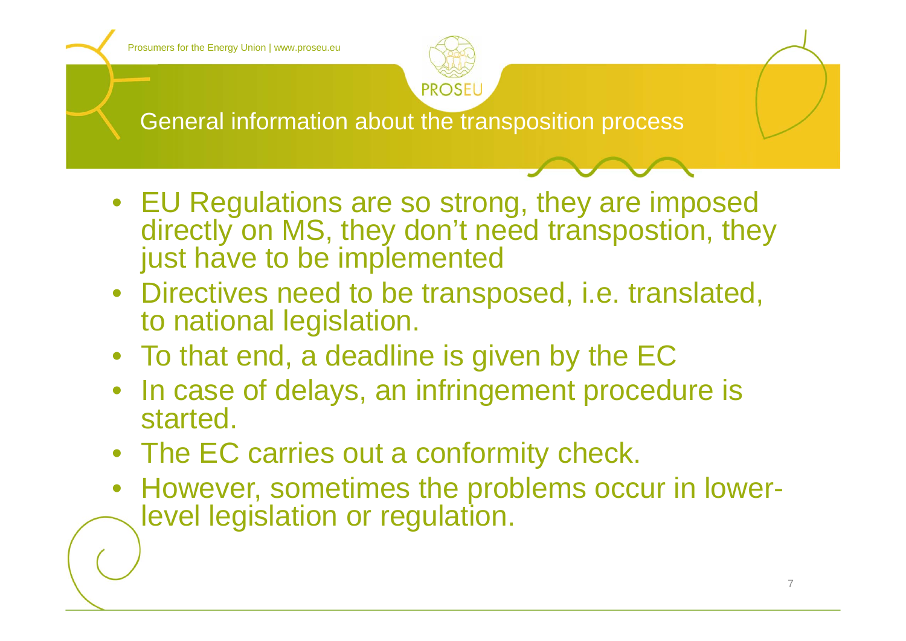## General information about the transposition process

- EU Regulations are so strong, they are imposed directly on MS, they don't need transpostion, they just have to be implemented
- Directives need to be transposed, i.e. translated, to national legislation.
- To that end, a deadline is given by the EC
- In case of delays, an infringement procedure is started.
- The EC carries out a conformity check.
- However, sometimes the problems occur in lower-level legislation or regulation.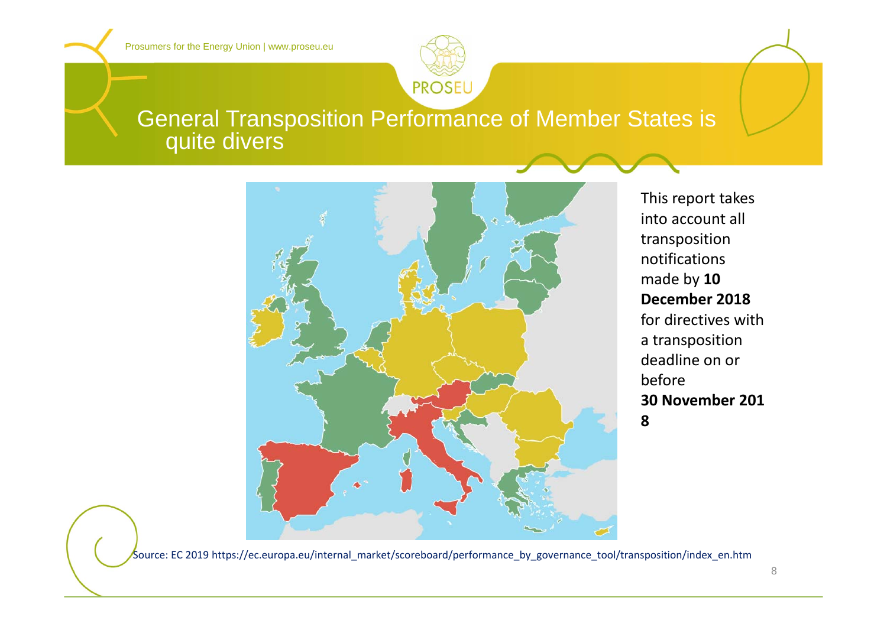# General Transposition Performance of Member States is quite divers

This report takes into account all transposition notifications made by **10 December 2018** for directives with a transposition deadline on or before **30 November 2018**

Source: EC 2019 https://ec.europa.eu/internal_market/scoreboard/performance_by_governance_tool/transposition/index_en.htm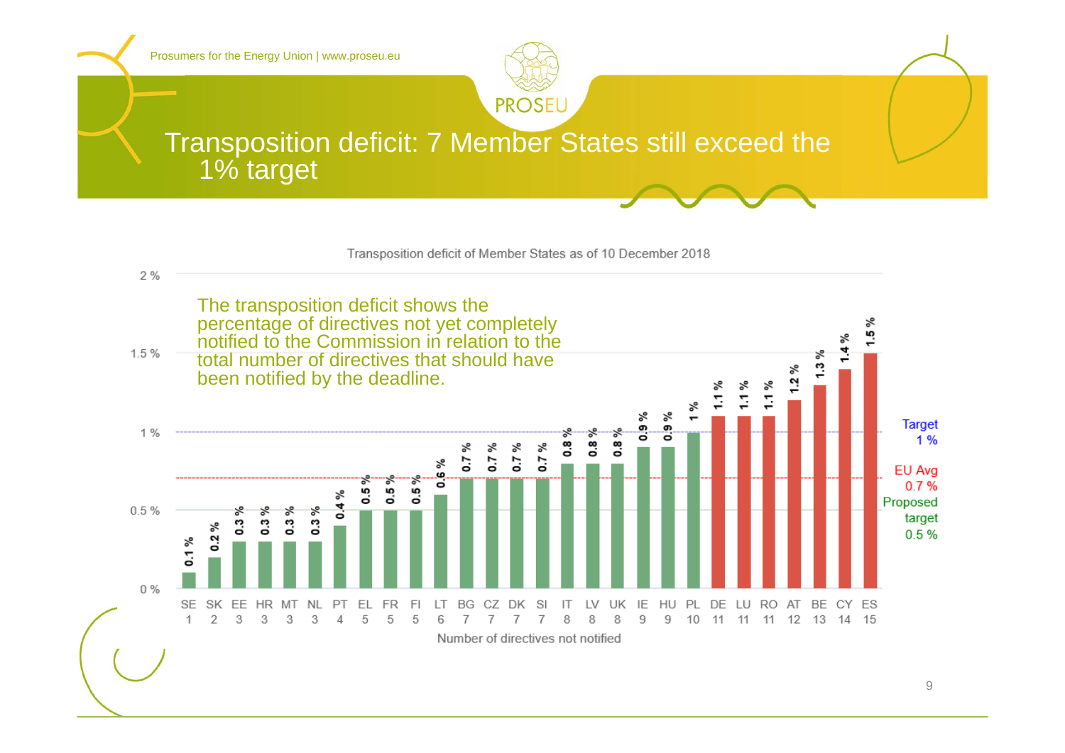# Transposition deficit: 7 Member States still exceed the 1% target

Transposition deficit of Member States as of 10 December 2018

The transposition deficit shows the percentage of directives not yet completely notified to the Commission in relation to the total number of directives that should have been notified by the deadline.

| Member State | Transposition deficit | Number of directives not notified |
|---|---|---|
| SE | 0.1 % | 1 |
| SK | 0.2 % | 2 |
| EE | 0.3 % | 3 |
| HR | 0.3 % | 3 |
| MT | 0.3 % | 3 |
| NL | 0.3 % | 3 |
| PT | 0.4 % | 4 |
| EL | 0.5 % | 5 |
| FR | 0.5 % | 5 |
| FI | 0.5 % | 5 |
| LT | 0.6 % | 6 |
| BG | 0.7 % | 7 |
| CZ | 0.7 % | 7 |
| DK | 0.7 % | 7 |
| SI | 0.7 % | 7 |
| IT | 0.8 % | 8 |
| LV | 0.8 % | 8 |
| UK | 0.8 % | 8 |
| IE | 0.9 % | 9 |
| HU | 0.9 % | 9 |
| PL | 1 % | 10 |
| DE | 1.1 % | 11 |
| LU | 1.1 % | 11 |
| RO | 1.1 % | 11 |
| AT | 1.2 % | 12 |
| BE | 1.3 % | 13 |
| CY | 1.4 % | 14 |
| ES | 1.5 % | 15 |

Target 1 %

EU Avg 0.7 %

Proposed target 0.5 %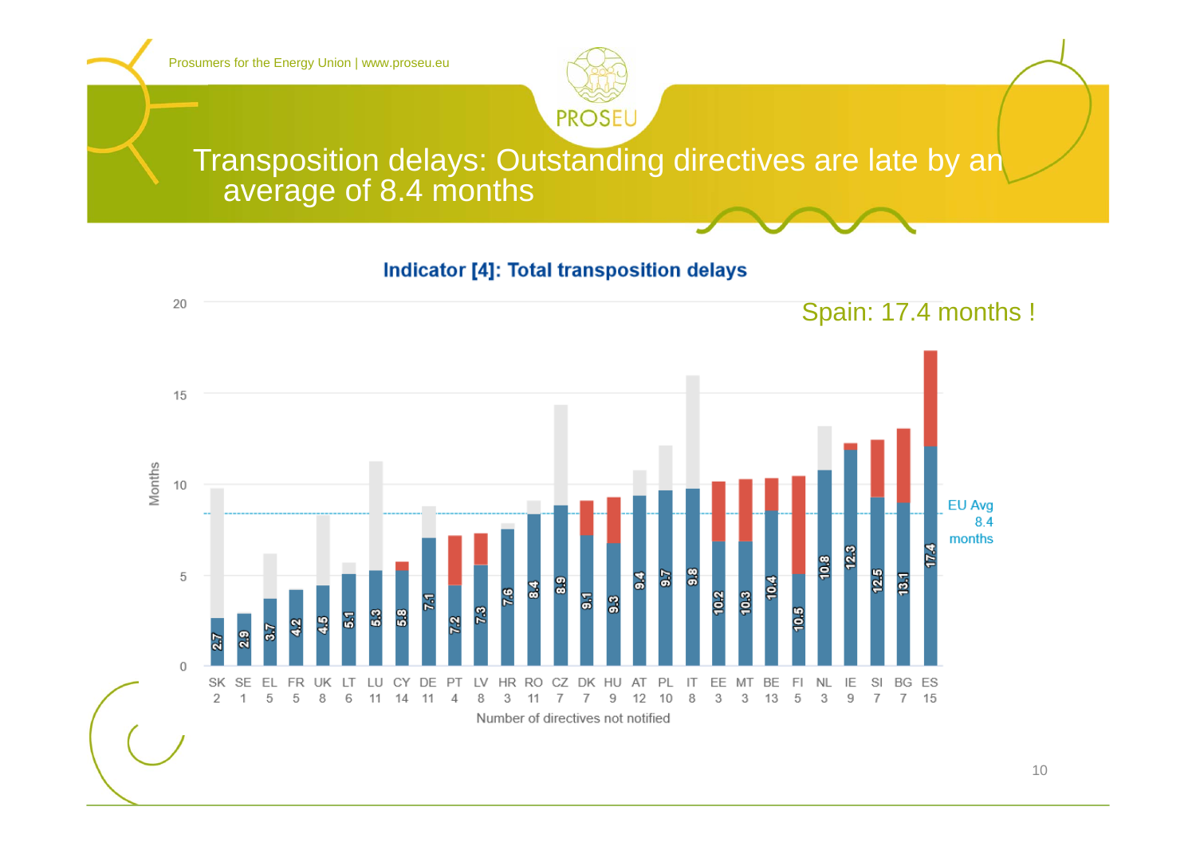# Transposition delays: Outstanding directives are late by an average of 8.4 months

**Indicator [4]: Total transposition delays**

Spain: 17.4 months !

| Country | SK | SE | EL | FR | UK | LT | LU | CY | DE | PT | LV | HR | RO | CZ | DK | HU | AT | PL | IT | EE | MT | BE | FI | NL | IE | SI | BG | ES |
|---|---|---|---|---|---|---|---|---|---|---|---|---|---|---|---|---|---|---|---|---|---|---|---|---|---|---|---|---|
| Months | 2.7 | 2.9 | 3.7 | 4.2 | 4.5 | 5.1 | 5.3 | 5.8 | 7.1 | 7.2 | 7.3 | 7.6 | 8.4 | 8.9 | 9.1 | 9.3 | 9.4 | 9.7 | 9.8 | 10.2 | 10.3 | 10.4 | 10.5 | 10.8 | 12.3 | 12.5 | 13.1 | 17.4 |
| Number of directives not notified | 2 | 1 | 5 | 5 | 8 | 6 | 11 | 14 | 11 | 4 | 8 | 3 | 11 | 7 | 7 | 9 | 12 | 10 | 8 | 3 | 3 | 13 | 5 | 3 | 9 | 7 | 7 | 15 |

EU Avg 8.4 months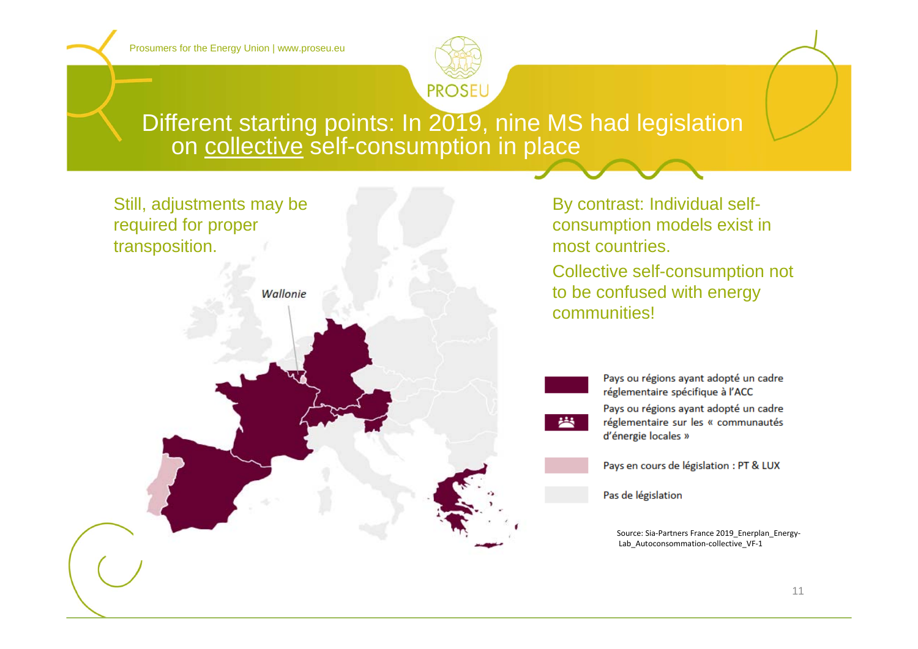# Different starting points: In 2019, nine MS had legislation on collective self-consumption in place

Still, adjustments may be required for proper transposition.

Wallonie

By contrast: Individual self-consumption models exist in most countries.

Collective self-consumption not to be confused with energy communities!

- Pays ou régions ayant adopté un cadre réglementaire spécifique à l'ACC
- Pays ou régions ayant adopté un cadre réglementaire sur les « communautés d'énergie locales »
- Pays en cours de législation : PT & LUX
- Pas de législation

Source: Sia-Partners France 2019_Enerplan_Energy-Lab_Autoconsommation-collective_VF-1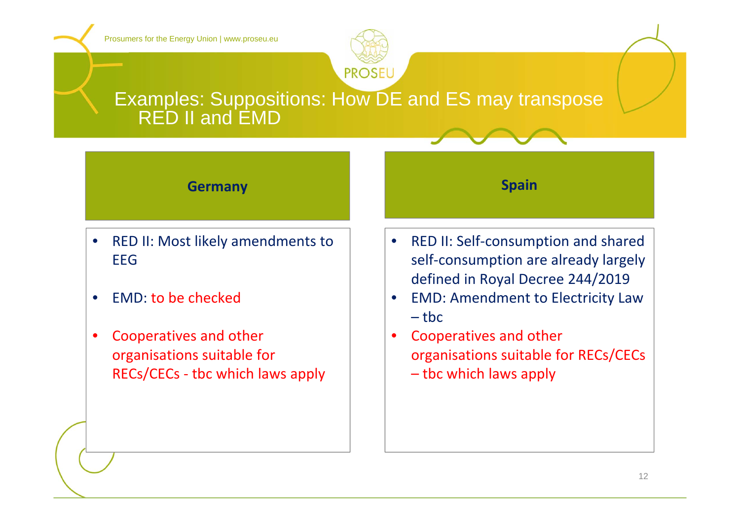# Examples: Suppositions: How DE and ES may transpose RED II and EMD

| Germany | Spain |
| --- | --- |
| • RED II: Most likely amendments to EEG<br>• EMD: to be checked<br>• Cooperatives and other organisations suitable for RECs/CECs - tbc which laws apply | • RED II: Self-consumption and shared self-consumption are already largely defined in Royal Decree 244/2019<br>• EMD: Amendment to Electricity Law – tbc<br>• Cooperatives and other organisations suitable for RECs/CECs – tbc which laws apply |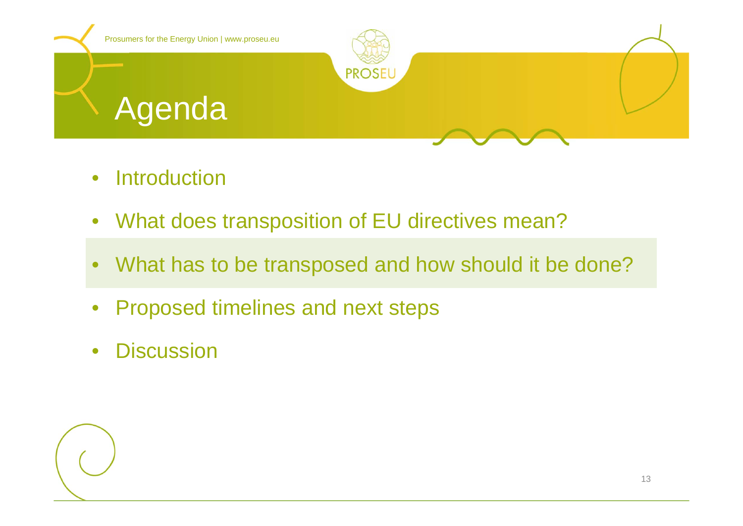# Agenda

- Introduction
- What does transposition of EU directives mean?
- What has to be transposed and how should it be done?
- Proposed timelines and next steps
- Discussion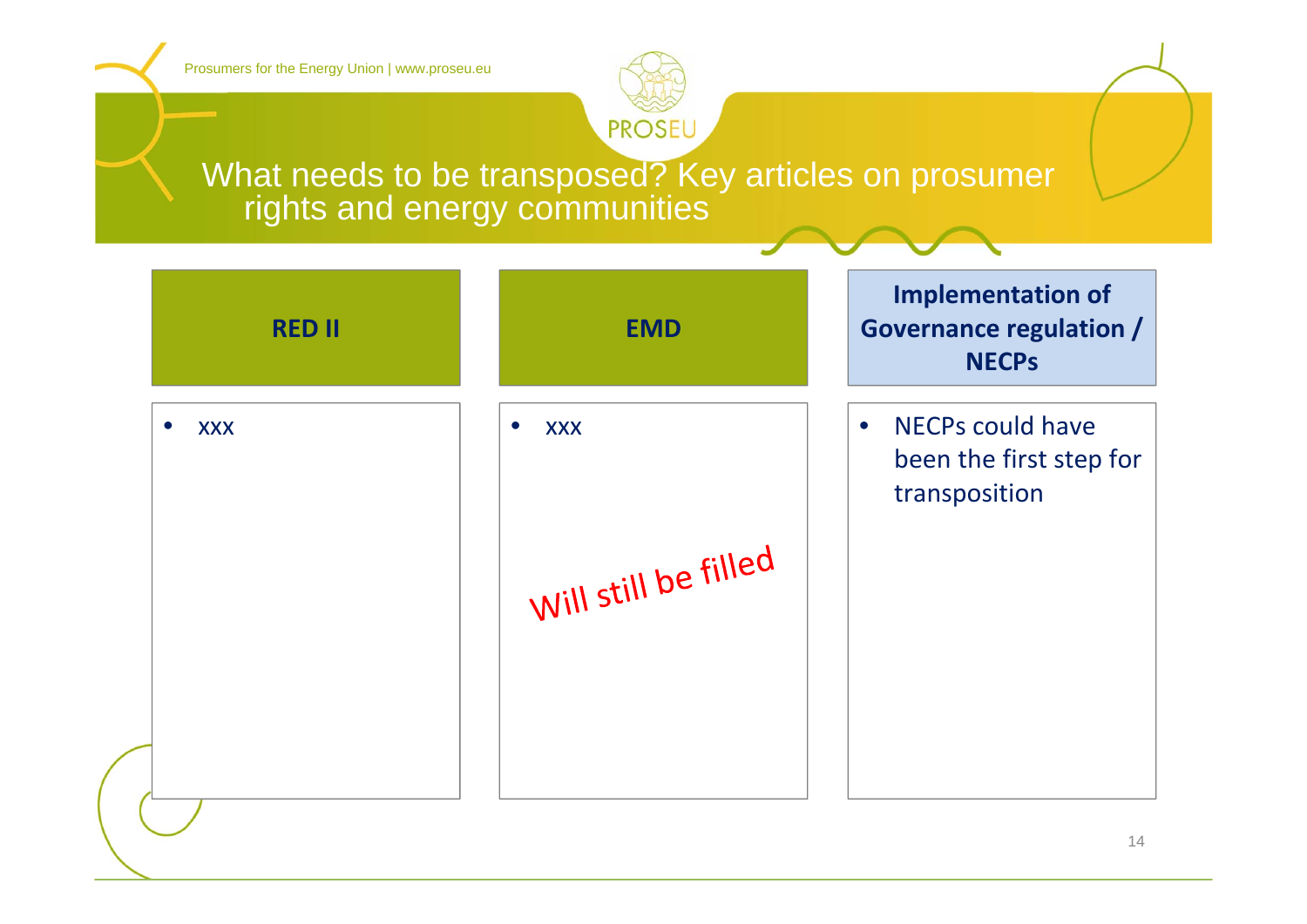# What needs to be transposed? Key articles on prosumer rights and energy communities

| RED II | EMD | Implementation of Governance regulation / NECPs |
|---|---|---|
| • xxx | • xxx | • NECPs could have been the first step for transposition |

Will still be filled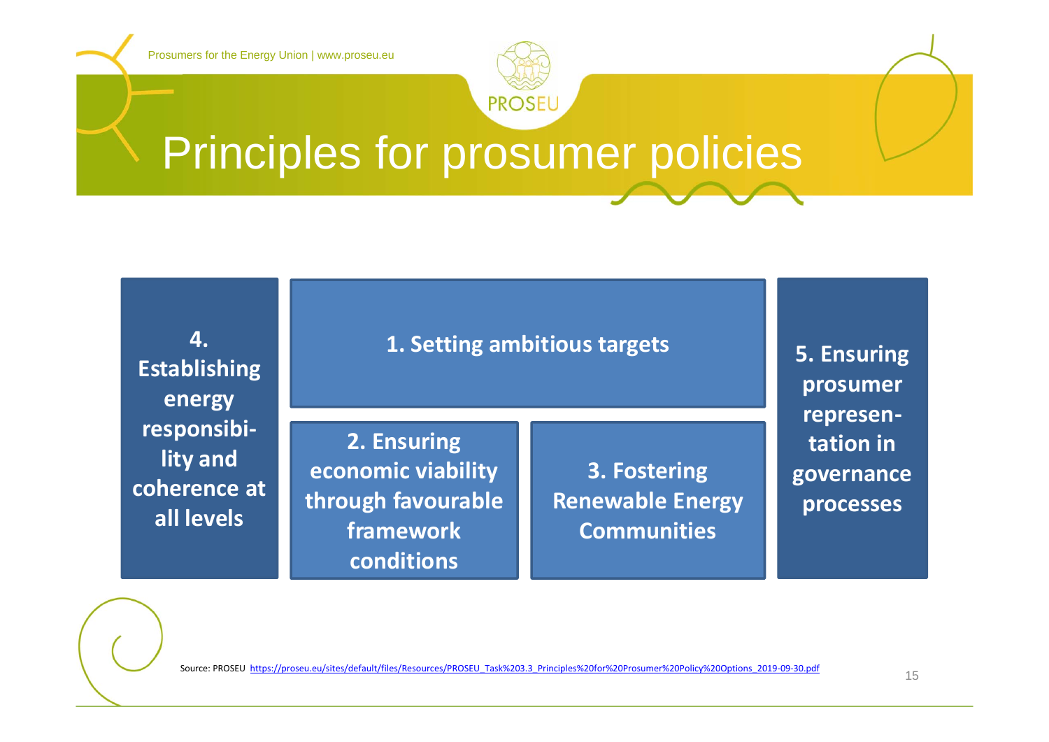# Principles for prosumer policies

- **1. Setting ambitious targets**
- **2. Ensuring economic viability through favourable framework conditions**
- **3. Fostering Renewable Energy Communities**
- **4. Establishing energy responsibility and coherence at all levels**
- **5. Ensuring prosumer representation in governance processes**

Source: PROSEU https://proseu.eu/sites/default/files/Resources/PROSEU_Task%203.3_Principles%20for%20Prosumer%20Policy%20Options_2019-09-30.pdf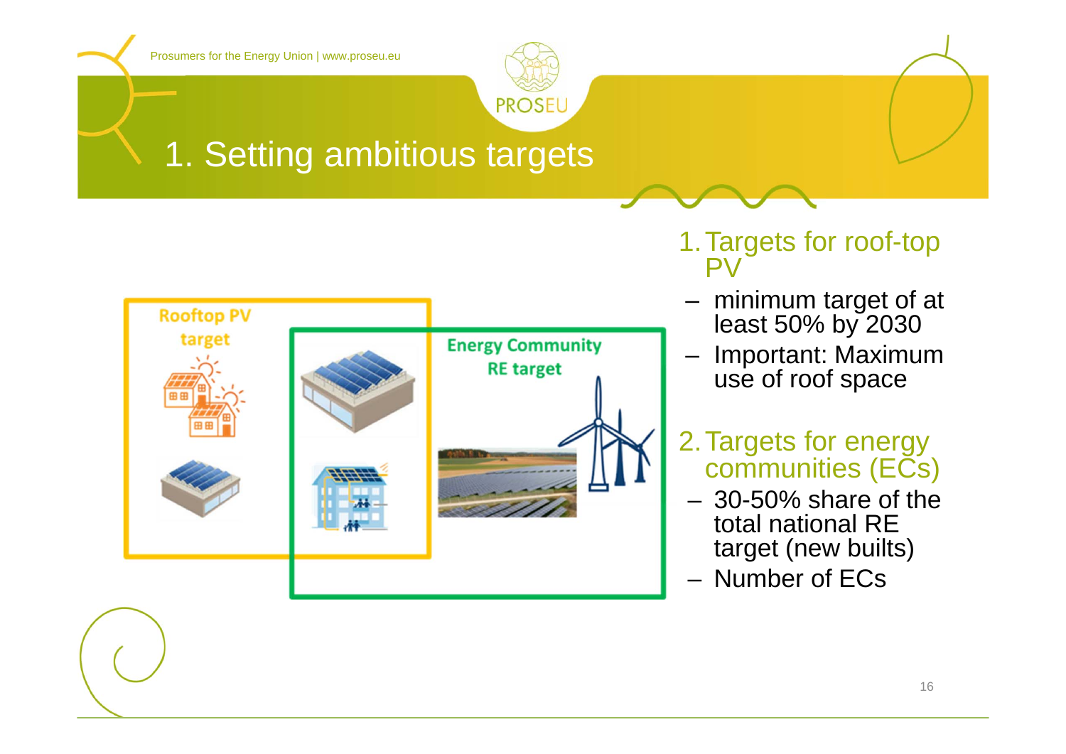# 1. Setting ambitious targets

Rooftop PV target

Energy Community RE target

1. Targets for roof-top PV
   - minimum target of at least 50% by 2030
   - Important: Maximum use of roof space
2. Targets for energy communities (ECs)
   - 30-50% share of the total national RE target (new builts)
   - Number of ECs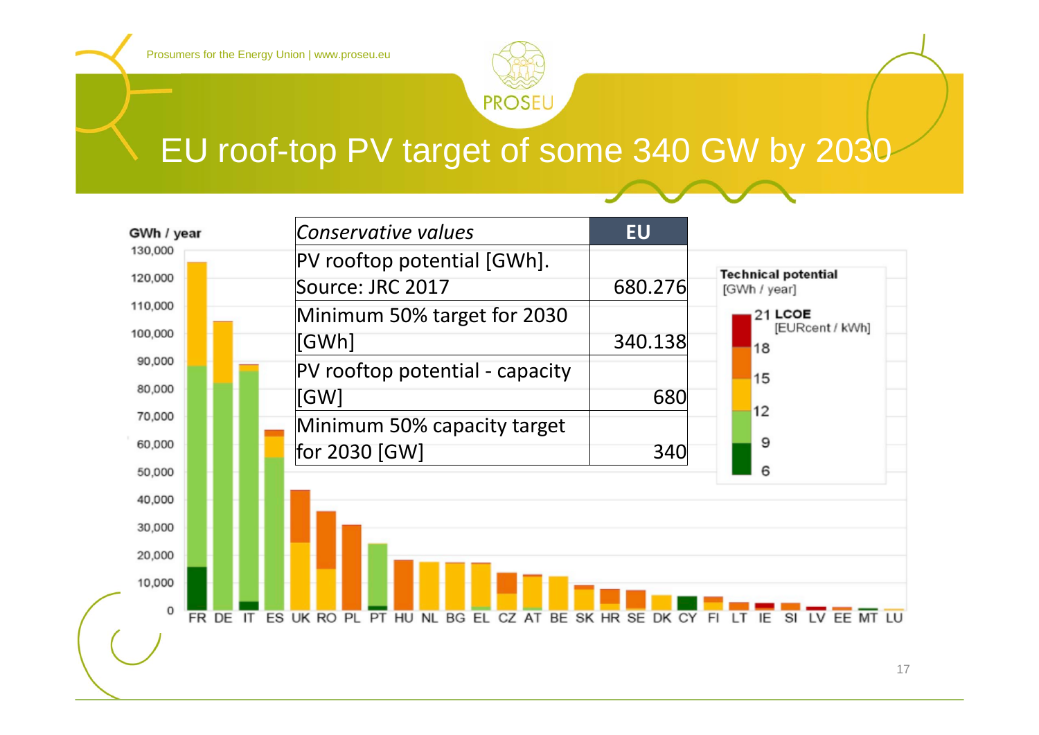# EU roof-top PV target of some 340 GW by 2030

| *Conservative values* | EU |
|---|---|
| PV rooftop potential [GWh]. Source: JRC 2017 | 680.276 |
| Minimum 50% target for 2030 [GWh] | 340.138 |
| PV rooftop potential - capacity [GW] | 680 |
| Minimum 50% capacity target for 2030 [GW] | 340 |

GWh / year

Technical potential [GWh / year]

LCOE [EURcent / kWh]: 21, 18, 15, 12, 9, 6

FR DE IT ES UK RO PL PT HU NL BG EL CZ AT BE SK HR SE DK CY FI LT IE SI LV EE MT LU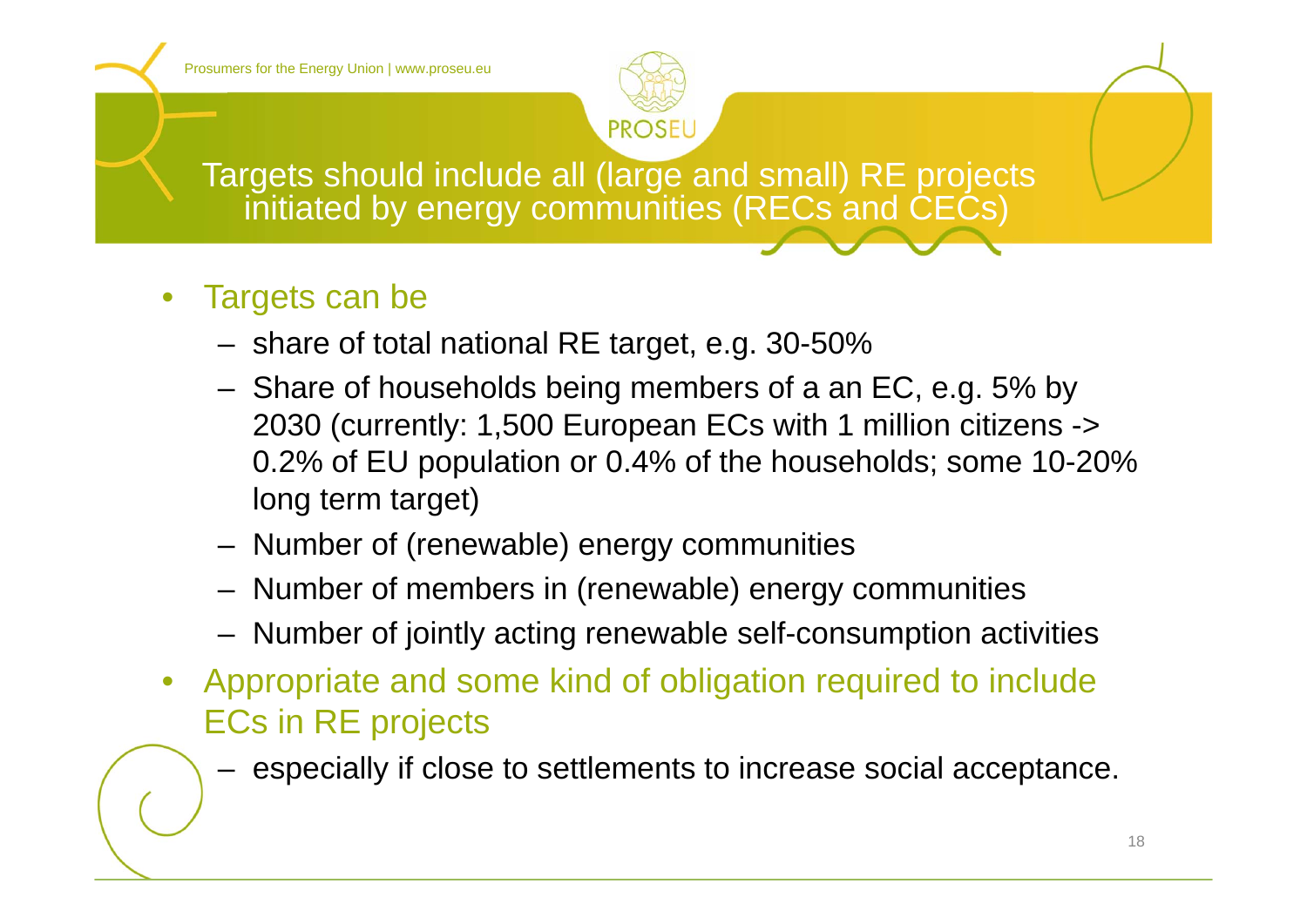# Targets should include all (large and small) RE projects initiated by energy communities (RECs and CECs)

- Targets can be
  - share of total national RE target, e.g. 30-50%
  - Share of households being members of a an EC, e.g. 5% by 2030 (currently: 1,500 European ECs with 1 million citizens -> 0.2% of EU population or 0.4% of the households; some 10-20% long term target)
  - Number of (renewable) energy communities
  - Number of members in (renewable) energy communities
  - Number of jointly acting renewable self-consumption activities
- Appropriate and some kind of obligation required to include ECs in RE projects
  - especially if close to settlements to increase social acceptance.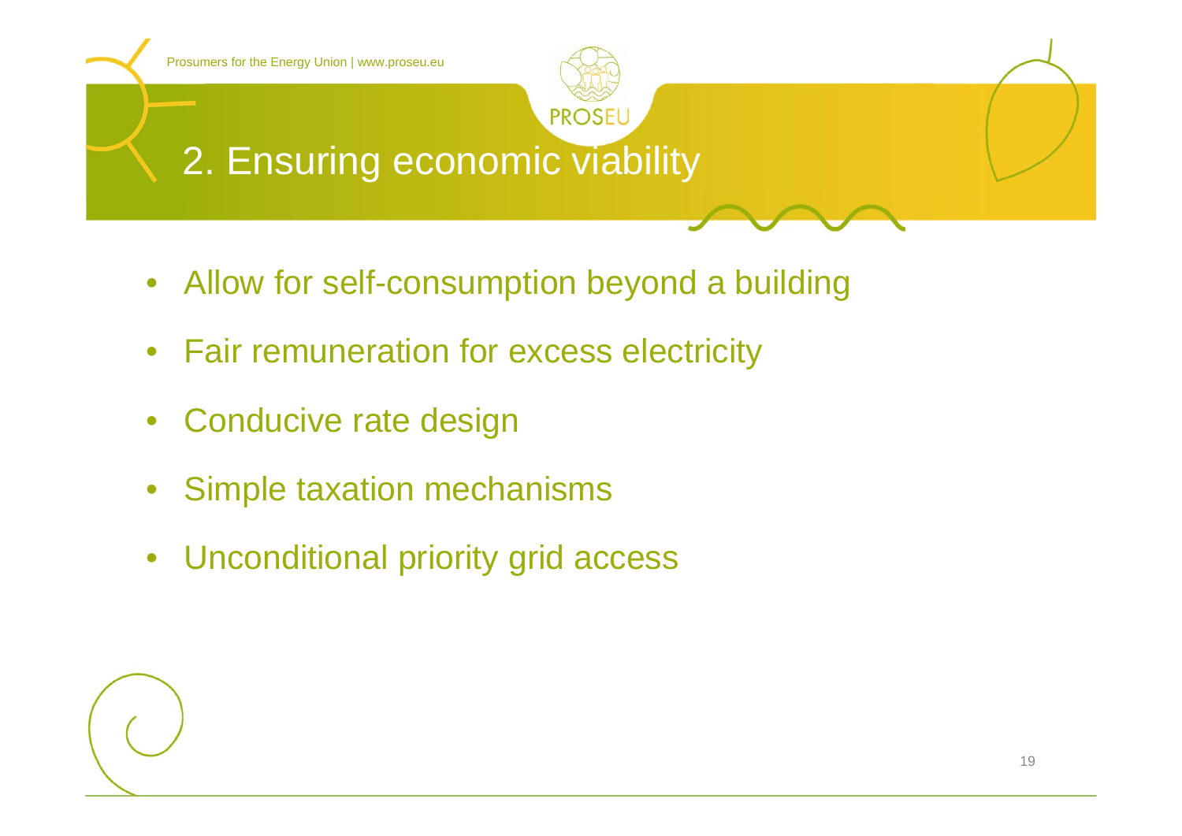## 2. Ensuring economic viability

- Allow for self-consumption beyond a building
- Fair remuneration for excess electricity
- Conducive rate design
- Simple taxation mechanisms
- Unconditional priority grid access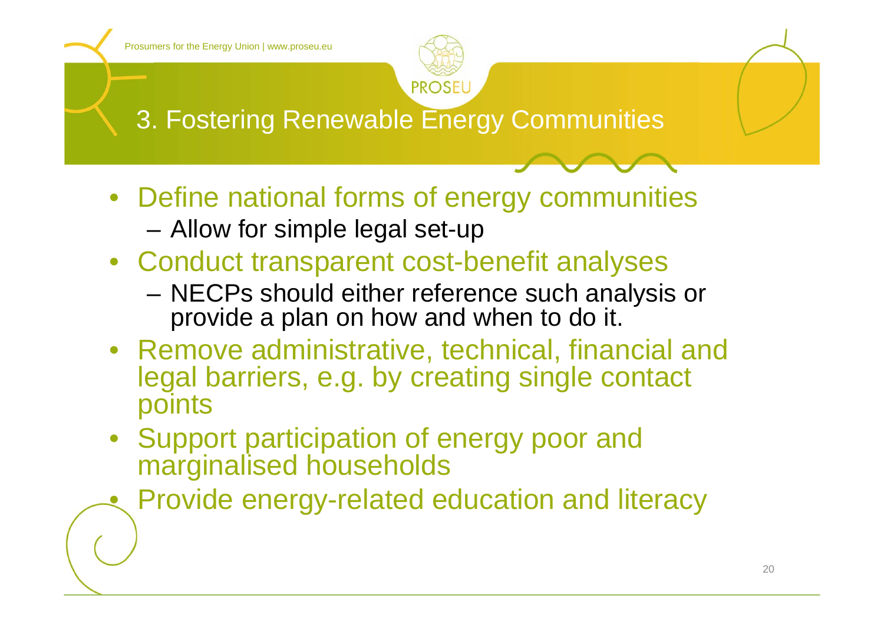# 3. Fostering Renewable Energy Communities

- Define national forms of energy communities
  - Allow for simple legal set-up
- Conduct transparent cost-benefit analyses
  - NECPs should either reference such analysis or provide a plan on how and when to do it.
- Remove administrative, technical, financial and legal barriers, e.g. by creating single contact points
- Support participation of energy poor and marginalised households
- Provide energy-related education and literacy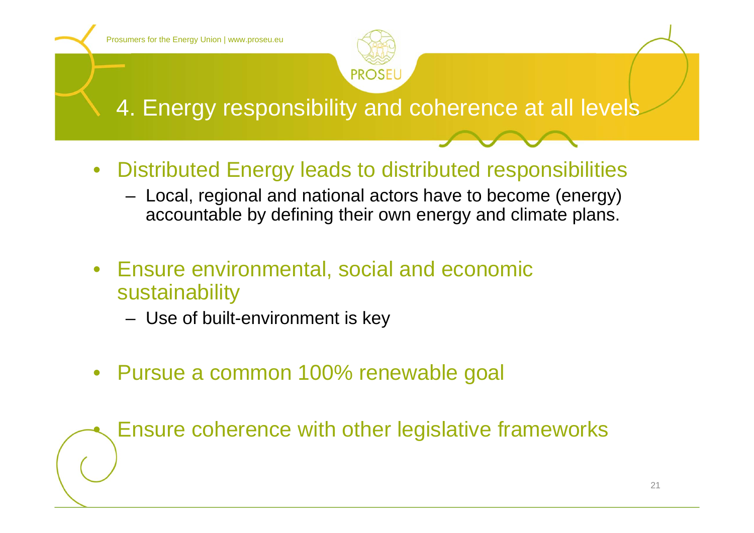# 4. Energy responsibility and coherence at all levels

- Distributed Energy leads to distributed responsibilities
  - Local, regional and national actors have to become (energy) accountable by defining their own energy and climate plans.
- Ensure environmental, social and economic sustainability
  - Use of built-environment is key
- Pursue a common 100% renewable goal
- Ensure coherence with other legislative frameworks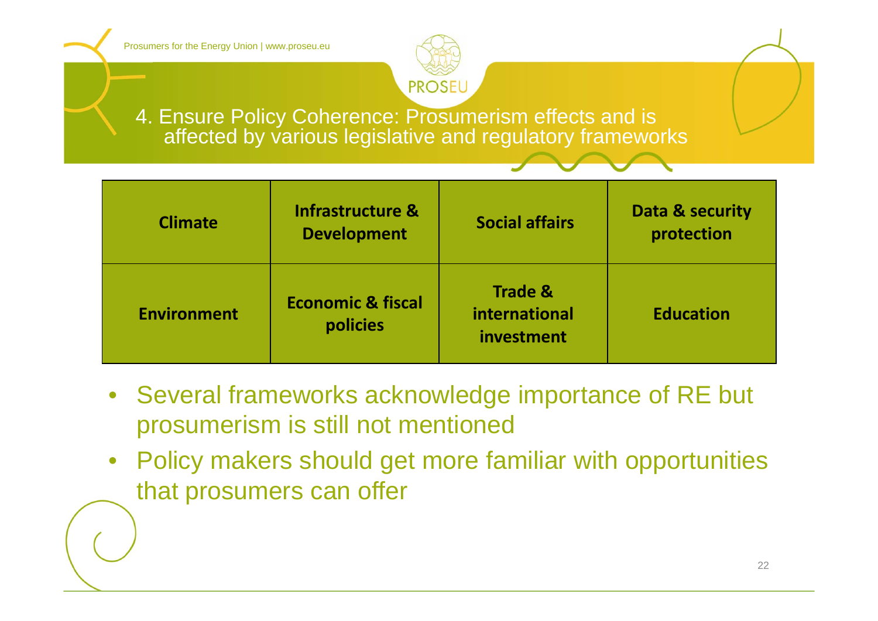# 4. Ensure Policy Coherence: Prosumerism effects and is affected by various legislative and regulatory frameworks

| Climate | Infrastructure & Development | Social affairs | Data & security protection |
|---|---|---|---|
| Environment | Economic & fiscal policies | Trade & international investment | Education |

- Several frameworks acknowledge importance of RE but prosumerism is still not mentioned
- Policy makers should get more familiar with opportunities that prosumers can offer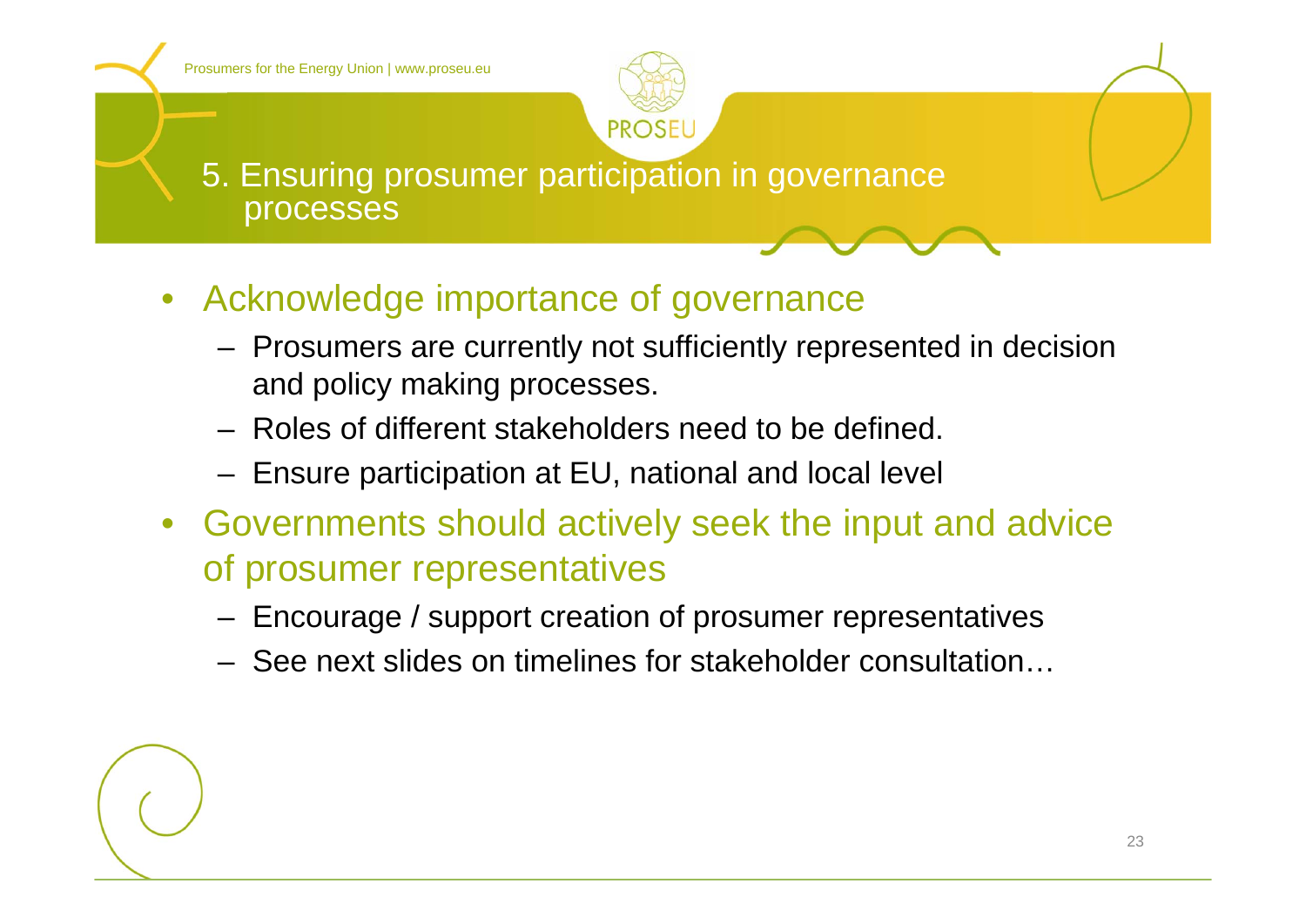# 5. Ensuring prosumer participation in governance processes

- Acknowledge importance of governance
  - Prosumers are currently not sufficiently represented in decision and policy making processes.
  - Roles of different stakeholders need to be defined.
  - Ensure participation at EU, national and local level
- Governments should actively seek the input and advice of prosumer representatives
  - Encourage / support creation of prosumer representatives
  - See next slides on timelines for stakeholder consultation…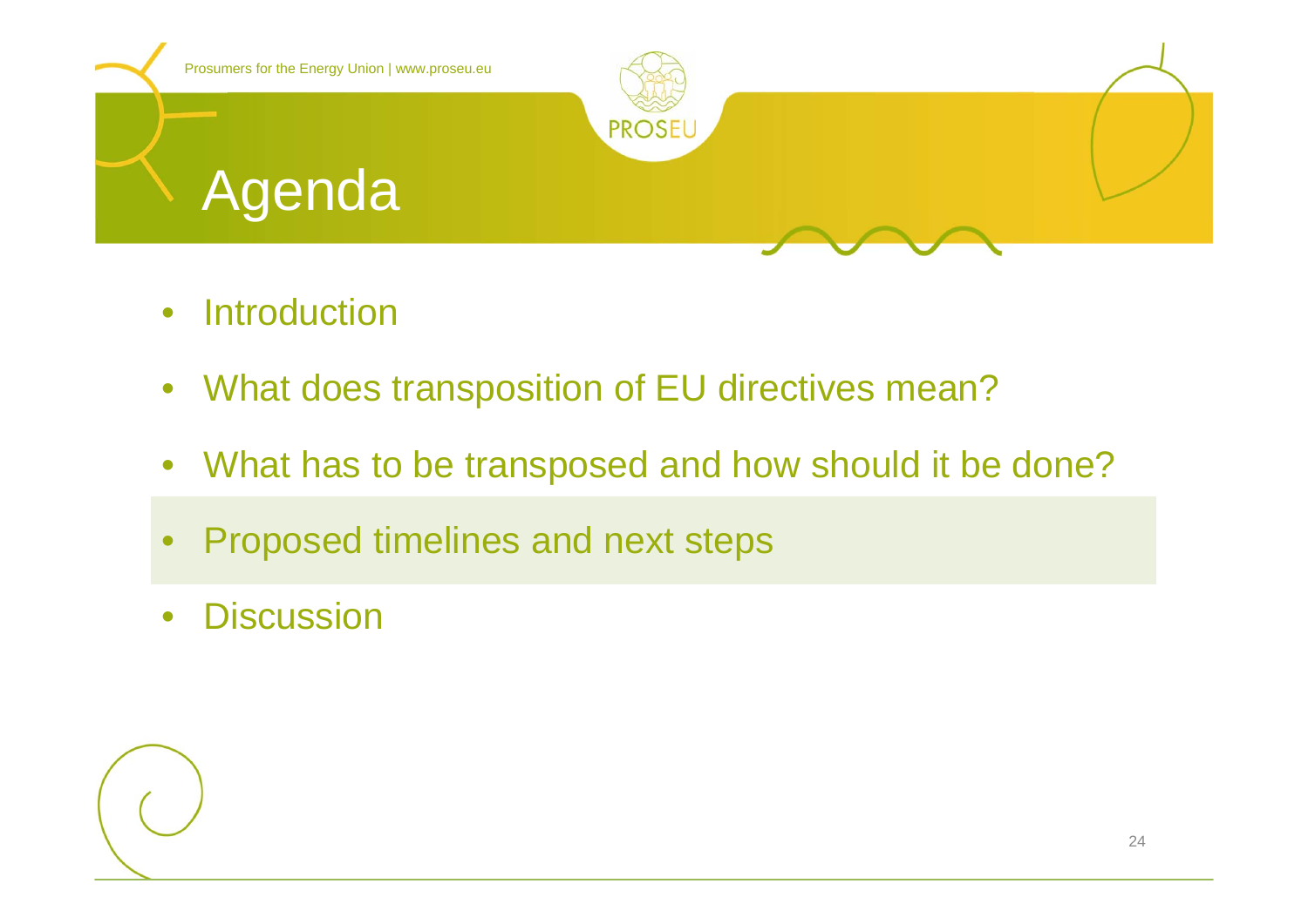# Agenda

- Introduction
- What does transposition of EU directives mean?
- What has to be transposed and how should it be done?
- Proposed timelines and next steps
- Discussion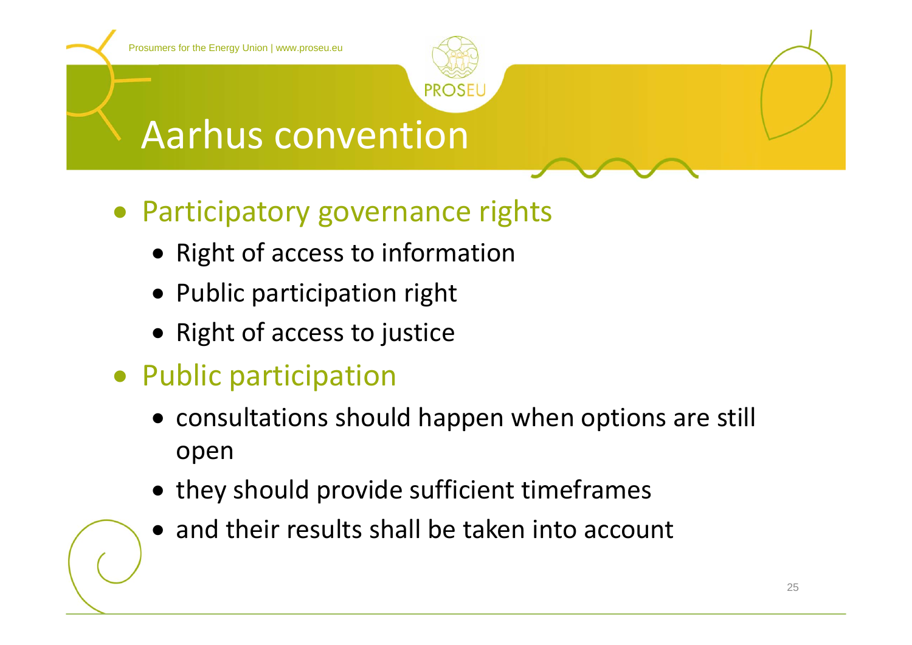# Aarhus convention

- Participatory governance rights
  - Right of access to information
  - Public participation right
  - Right of access to justice
- Public participation
  - consultations should happen when options are still open
  - they should provide sufficient timeframes
  - and their results shall be taken into account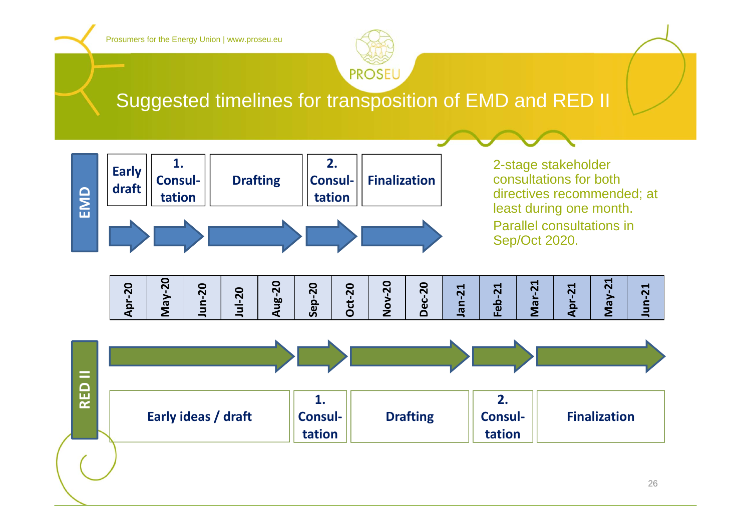# Suggested timelines for transposition of EMD and RED II

**EMD**

| Early draft | 1. Consul-tation | Drafting | 2. Consul-tation | Finalization |
|---|---|---|---|---|

2-stage stakeholder consultations for both directives recommended; at least during one month.

Parallel consultations in Sep/Oct 2020.

| Apr-20 | May-20 | Jun-20 | Jul-20 | Aug-20 | Sep-20 | Oct-20 | Nov-20 | Dec-20 | Jan-21 | Feb-21 | Mar-21 | Apr-21 | May-21 | Jun-21 |
|---|---|---|---|---|---|---|---|---|---|---|---|---|---|---|

**RED II**

| Early ideas / draft | 1. Consul-tation | Drafting | 2. Consul-tation | Finalization |
|---|---|---|---|---|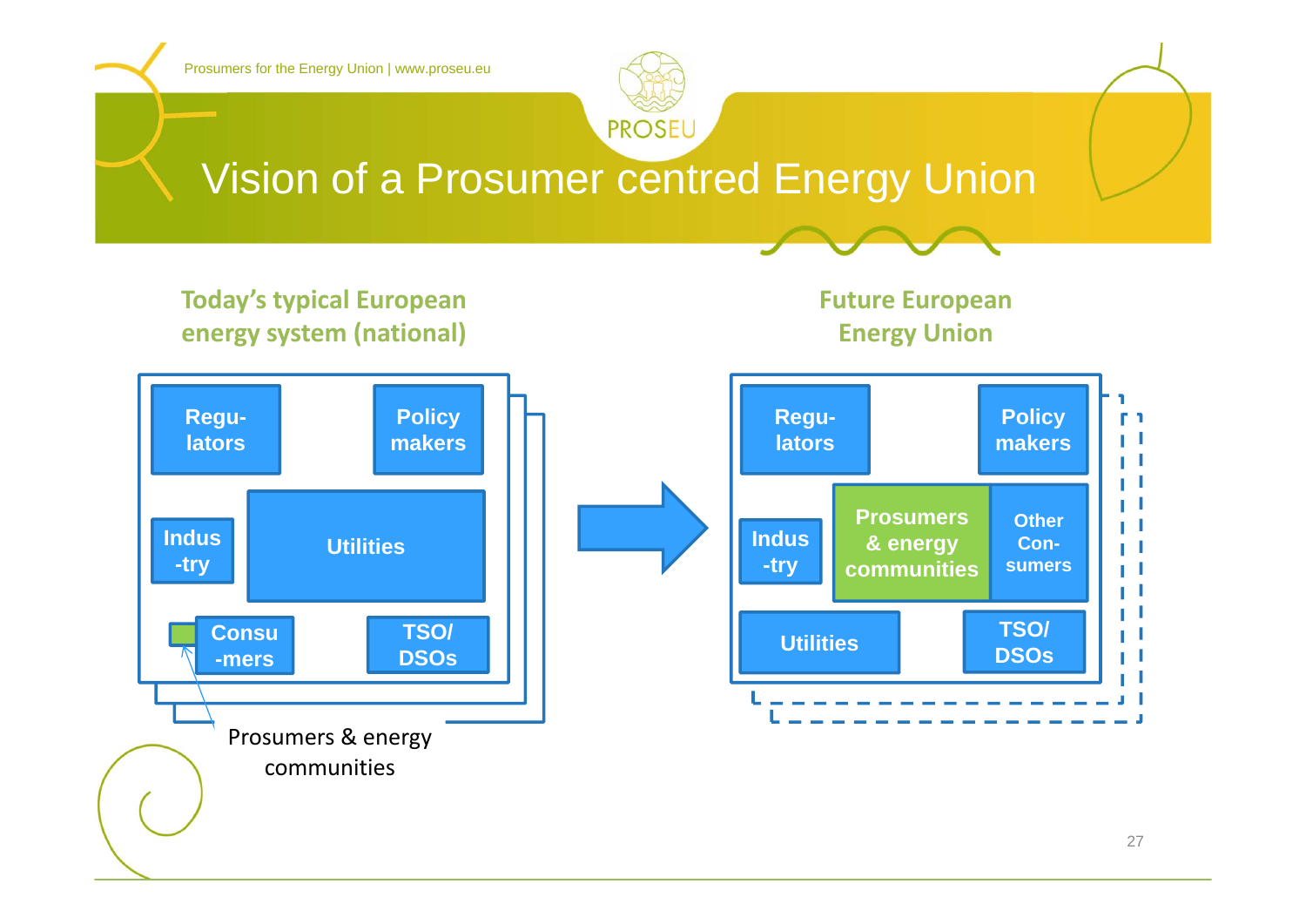# Vision of a Prosumer centred Energy Union

## Today's typical European energy system (national)

- Regu-lators
- Policy makers
- Indus-try
- Utilities
- Consu-mers
- TSO/ DSOs

Prosumers & energy communities

## Future European Energy Union

- Regu-lators
- Policy makers
- Indus-try
- Prosumers & energy communities
- Other Con-sumers
- Utilities
- TSO/ DSOs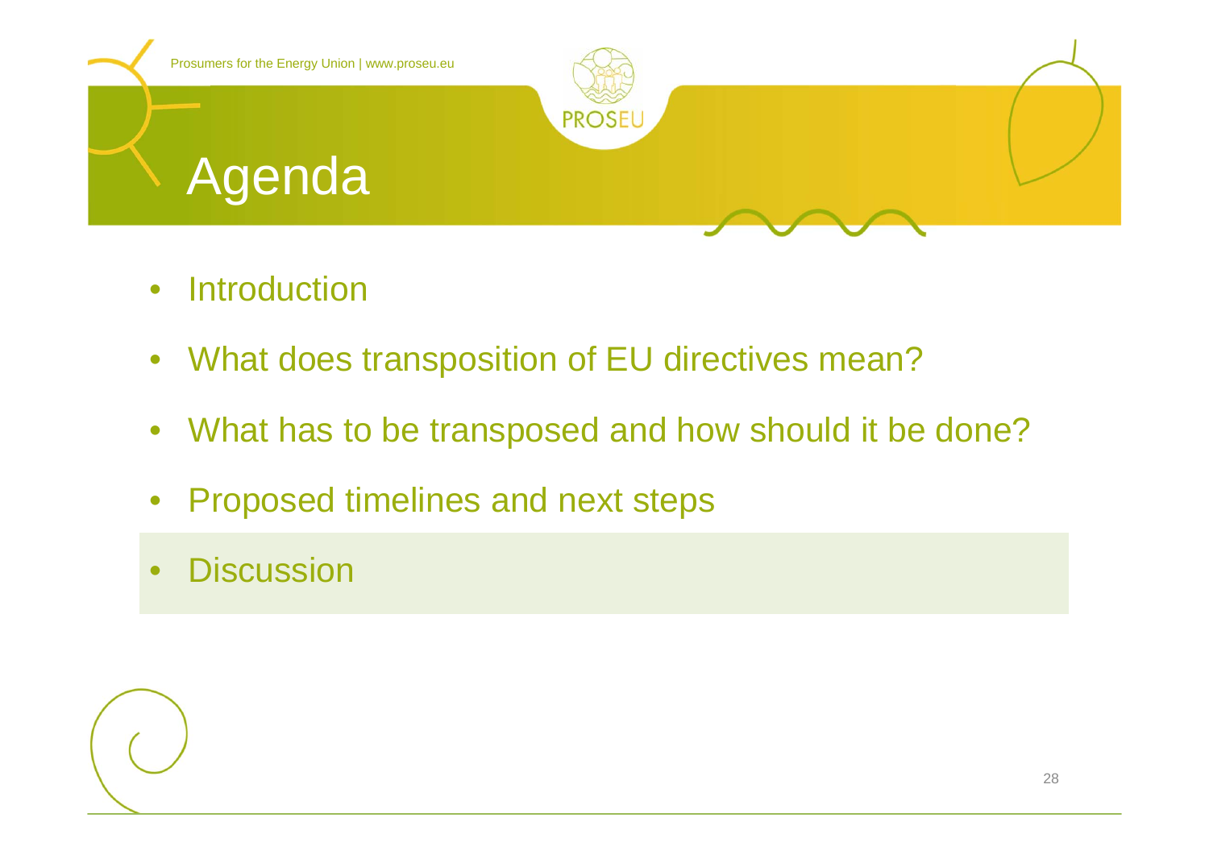# Agenda

- Introduction
- What does transposition of EU directives mean?
- What has to be transposed and how should it be done?
- Proposed timelines and next steps
- Discussion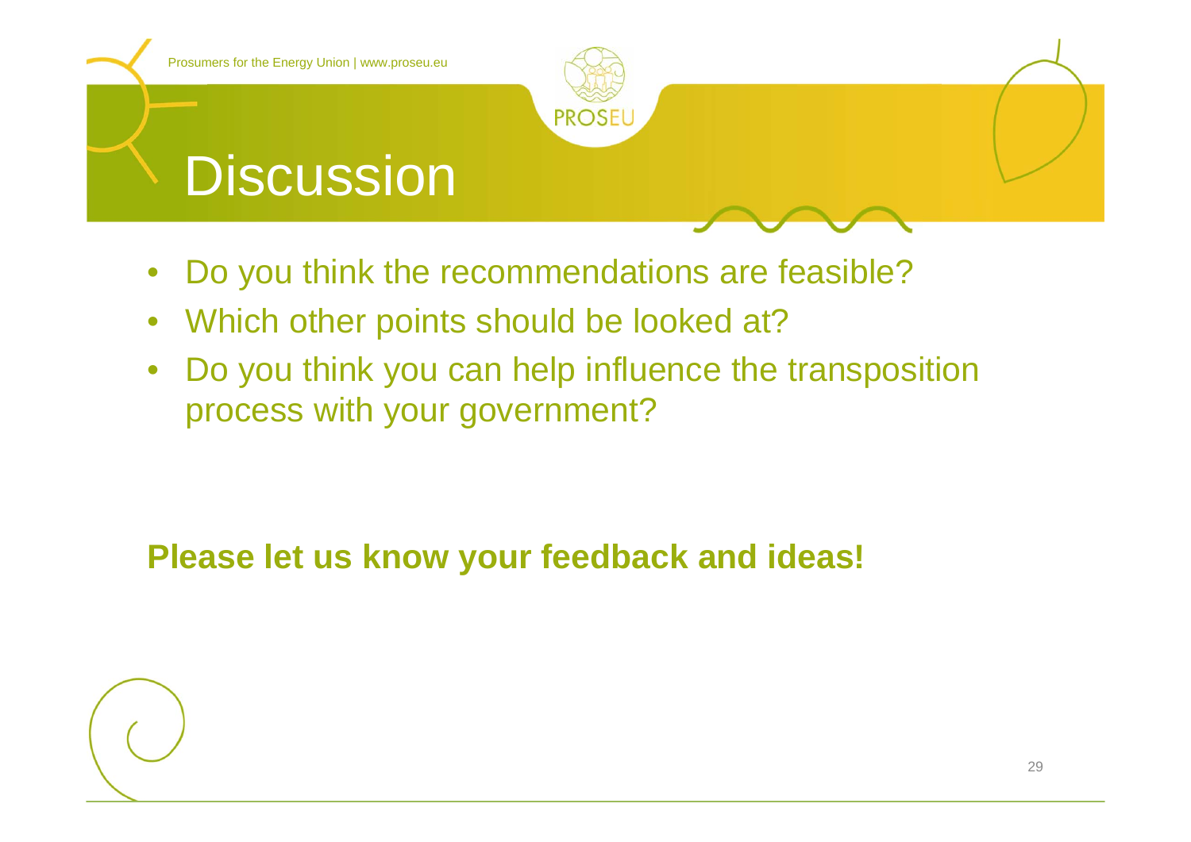# Discussion

- Do you think the recommendations are feasible?
- Which other points should be looked at?
- Do you think you can help influence the transposition process with your government?

**Please let us know your feedback and ideas!**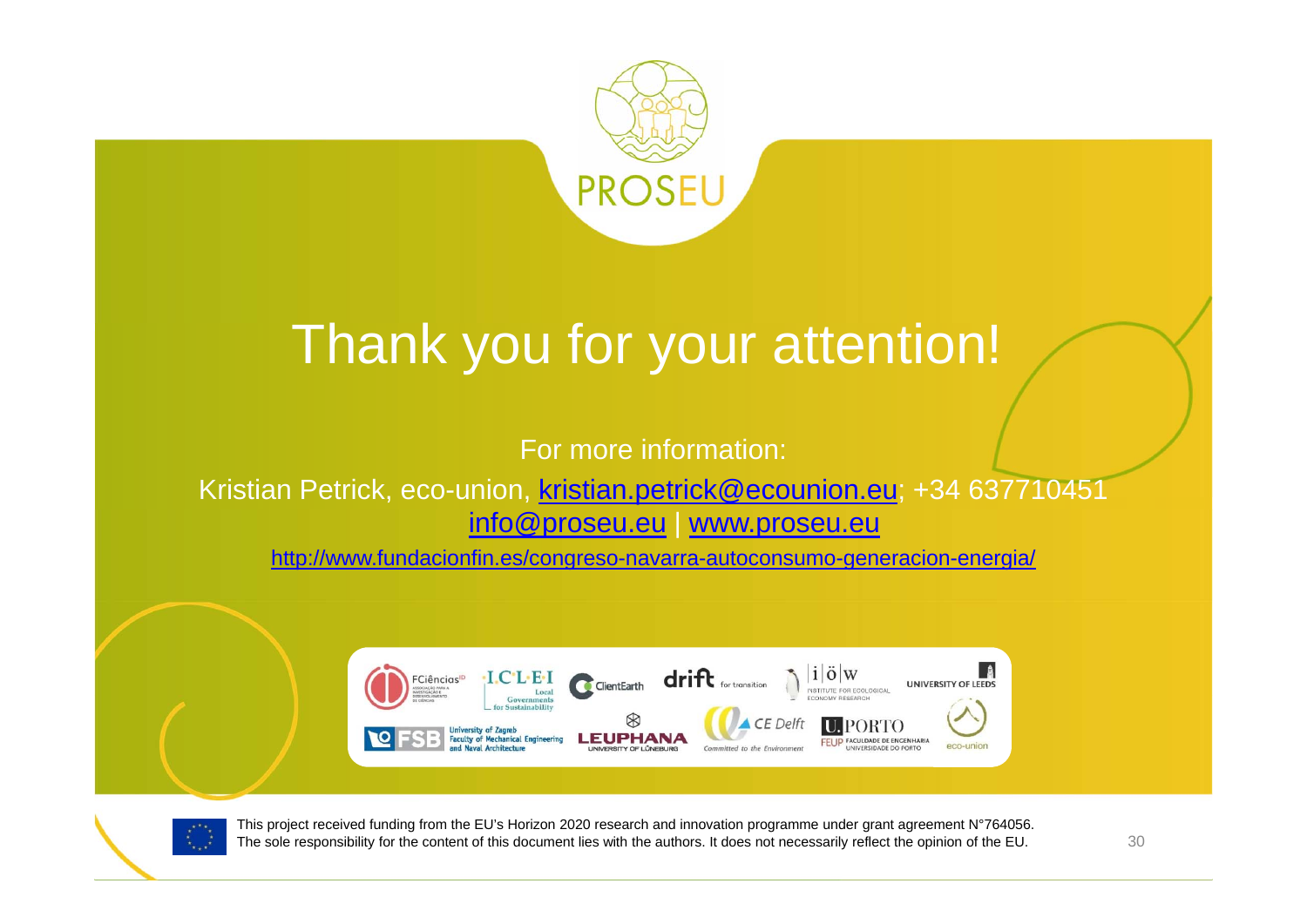# Thank you for your attention!

For more information:

Kristian Petrick, eco-union, kristian.petrick@ecounion.eu; +34 637710451

info@proseu.eu | www.proseu.eu

http://www.fundacionfin.es/congreso-navarra-autoconsumo-generacion-energia/

This project received funding from the EU's Horizon 2020 research and innovation programme under grant agreement N°764056.
The sole responsibility for the content of this document lies with the authors. It does not necessarily reflect the opinion of the EU.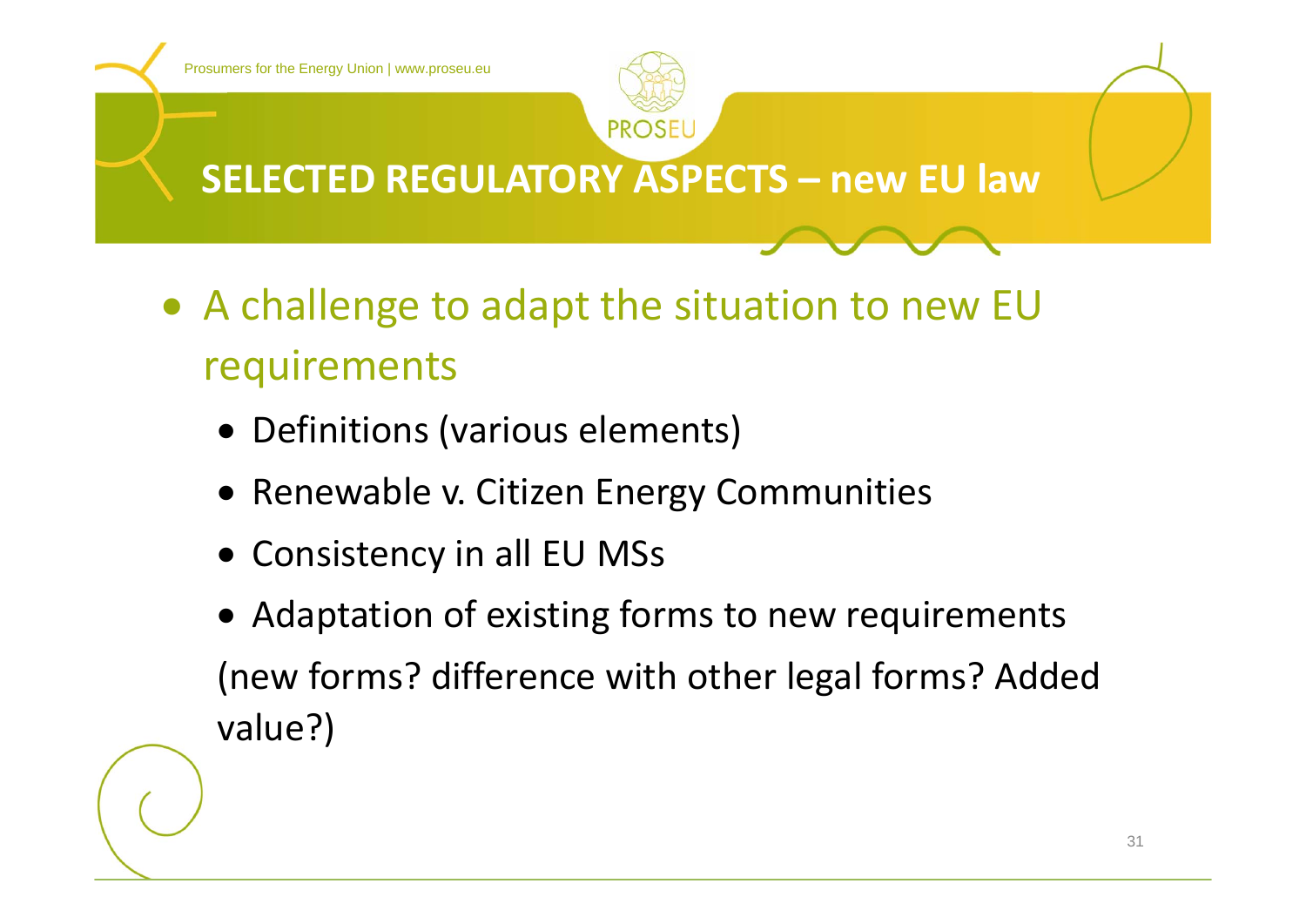# SELECTED REGULATORY ASPECTS – new EU law

- A challenge to adapt the situation to new EU requirements
  - Definitions (various elements)
  - Renewable v. Citizen Energy Communities
  - Consistency in all EU MSs
  - Adaptation of existing forms to new requirements

  (new forms? difference with other legal forms? Added value?)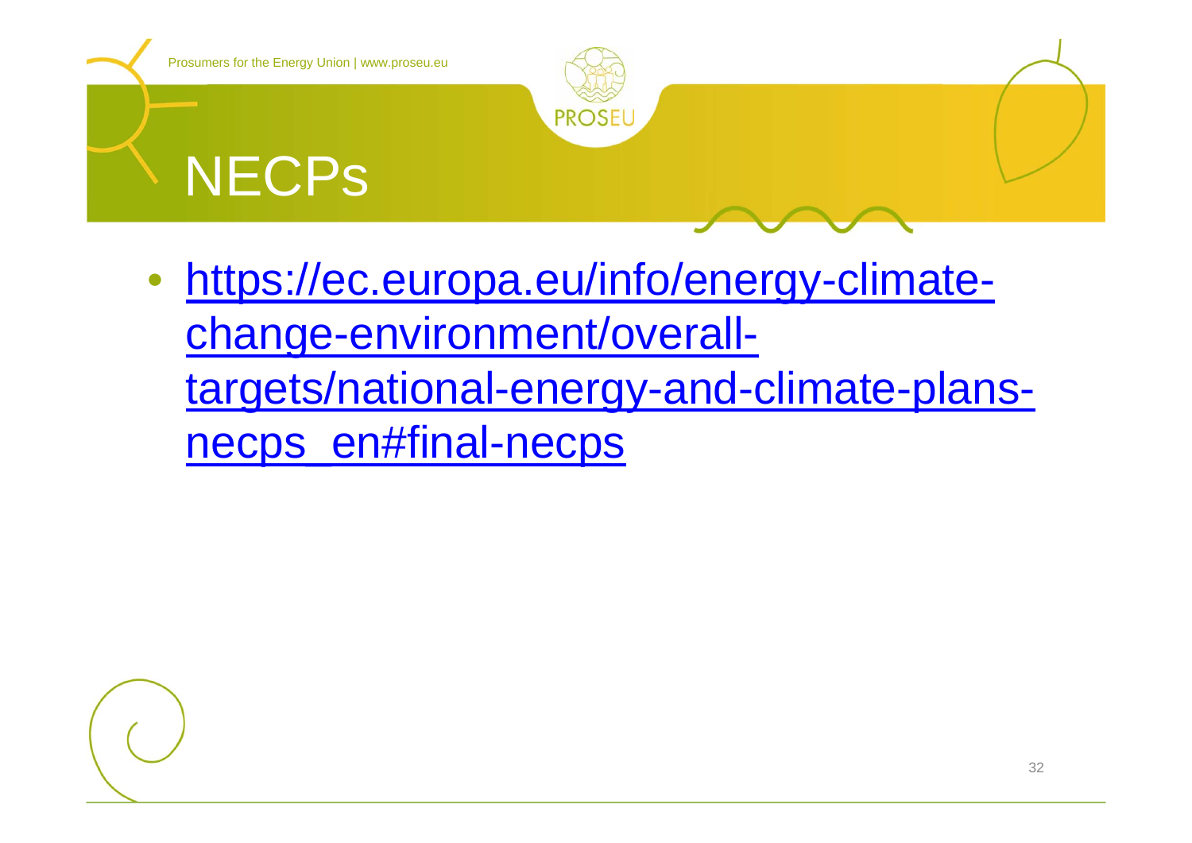# NECPs

- https://ec.europa.eu/info/energy-climate-change-environment/overall-targets/national-energy-and-climate-plans-necps_en#final-necps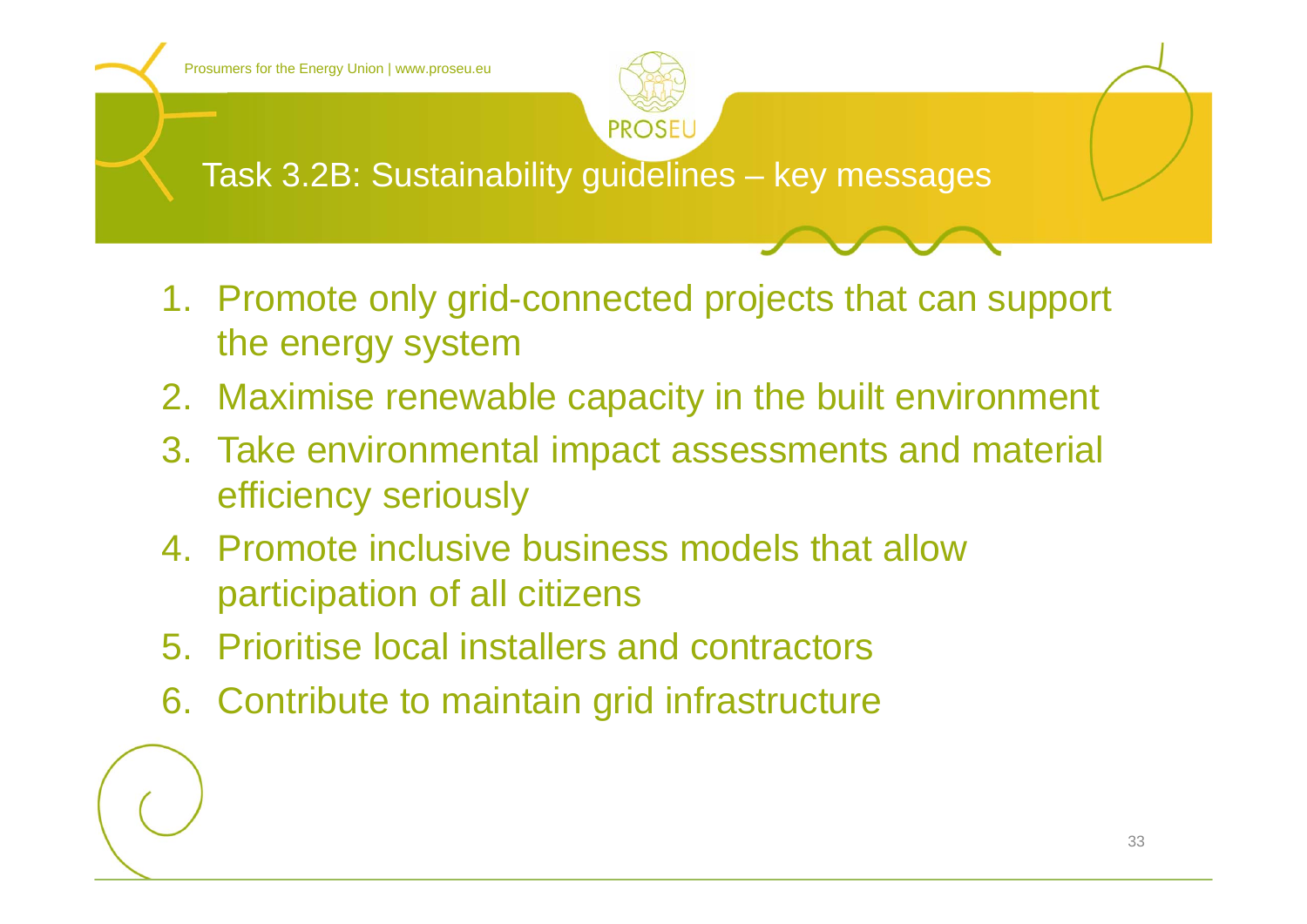## Task 3.2B: Sustainability guidelines – key messages

1. Promote only grid-connected projects that can support the energy system
2. Maximise renewable capacity in the built environment
3. Take environmental impact assessments and material efficiency seriously
4. Promote inclusive business models that allow participation of all citizens
5. Prioritise local installers and contractors
6. Contribute to maintain grid infrastructure